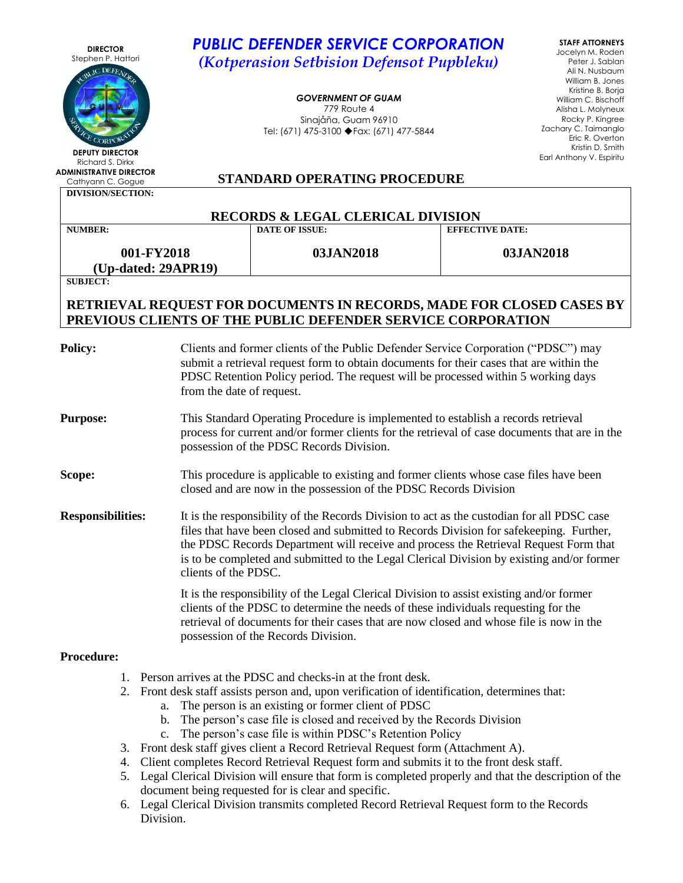**DIRECTOR**
Stephen P. Hattori

**DEPUTY DIRECTOR**
Richard S. Dirkx

**ADMINISTRATIVE DIRECTOR**
Cathyann C. Gogue

# *PUBLIC DEFENDER SERVICE CORPORATION*

*(Kotperasion Setbision Defensot Pupbleku)*

***GOVERNMENT OF GUAM***
779 Route 4
Sinajåña, Guam 96910
Tel: (671) 475-3100 ◆Fax: (671) 477-5844

**STAFF ATTORNEYS**
Jocelyn M. Roden
Peter J. Sablan
Ali N. Nusbaum
William B. Jones
Kristine B. Borja
William C. Bischoff
Alisha L. Molyneux
Rocky P. Kingree
Zachary C. Taimanglo
Eric R. Overton
Kristin D. Smith
Earl Anthony V. Espiritu

## STANDARD OPERATING PROCEDURE

**DIVISION/SECTION:**

**RECORDS & LEGAL CLERICAL DIVISION**

| **NUMBER:** | **DATE OF ISSUE:** | **EFFECTIVE DATE:** |
|---|---|---|
| **001-FY2018 (Up-dated: 29APR19)** | **03JAN2018** | **03JAN2018** |

**SUBJECT:**

**RETRIEVAL REQUEST FOR DOCUMENTS IN RECORDS, MADE FOR CLOSED CASES BY PREVIOUS CLIENTS OF THE PUBLIC DEFENDER SERVICE CORPORATION**

**Policy:** Clients and former clients of the Public Defender Service Corporation ("PDSC") may submit a retrieval request form to obtain documents for their cases that are within the PDSC Retention Policy period. The request will be processed within 5 working days from the date of request.

**Purpose:** This Standard Operating Procedure is implemented to establish a records retrieval process for current and/or former clients for the retrieval of case documents that are in the possession of the PDSC Records Division.

**Scope:** This procedure is applicable to existing and former clients whose case files have been closed and are now in the possession of the PDSC Records Division

**Responsibilities:** It is the responsibility of the Records Division to act as the custodian for all PDSC case files that have been closed and submitted to Records Division for safekeeping. Further, the PDSC Records Department will receive and process the Retrieval Request Form that is to be completed and submitted to the Legal Clerical Division by existing and/or former clients of the PDSC.

It is the responsibility of the Legal Clerical Division to assist existing and/or former clients of the PDSC to determine the needs of these individuals requesting for the retrieval of documents for their cases that are now closed and whose file is now in the possession of the Records Division.

**Procedure:**

1. Person arrives at the PDSC and checks-in at the front desk.
2. Front desk staff assists person and, upon verification of identification, determines that:
   a. The person is an existing or former client of PDSC
   b. The person's case file is closed and received by the Records Division
   c. The person's case file is within PDSC's Retention Policy
3. Front desk staff gives client a Record Retrieval Request form (Attachment A).
4. Client completes Record Retrieval Request form and submits it to the front desk staff.
5. Legal Clerical Division will ensure that form is completed properly and that the description of the document being requested for is clear and specific.
6. Legal Clerical Division transmits completed Record Retrieval Request form to the Records Division.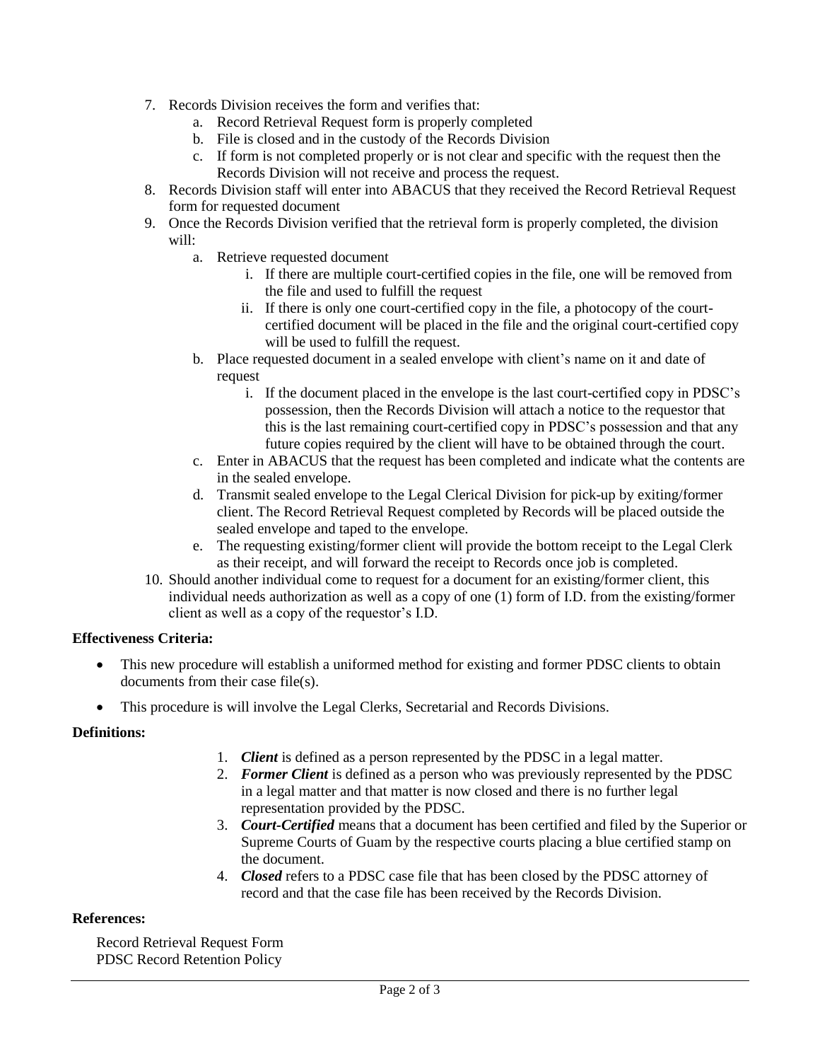7. Records Division receives the form and verifies that:
   a. Record Retrieval Request form is properly completed
   b. File is closed and in the custody of the Records Division
   c. If form is not completed properly or is not clear and specific with the request then the Records Division will not receive and process the request.
8. Records Division staff will enter into ABACUS that they received the Record Retrieval Request form for requested document
9. Once the Records Division verified that the retrieval form is properly completed, the division will:
   a. Retrieve requested document
      i. If there are multiple court-certified copies in the file, one will be removed from the file and used to fulfill the request
      ii. If there is only one court-certified copy in the file, a photocopy of the court-certified document will be placed in the file and the original court-certified copy will be used to fulfill the request.
   b. Place requested document in a sealed envelope with client's name on it and date of request
      i. If the document placed in the envelope is the last court-certified copy in PDSC's possession, then the Records Division will attach a notice to the requestor that this is the last remaining court-certified copy in PDSC's possession and that any future copies required by the client will have to be obtained through the court.
   c. Enter in ABACUS that the request has been completed and indicate what the contents are in the sealed envelope.
   d. Transmit sealed envelope to the Legal Clerical Division for pick-up by exiting/former client. The Record Retrieval Request completed by Records will be placed outside the sealed envelope and taped to the envelope.
   e. The requesting existing/former client will provide the bottom receipt to the Legal Clerk as their receipt, and will forward the receipt to Records once job is completed.
10. Should another individual come to request for a document for an existing/former client, this individual needs authorization as well as a copy of one (1) form of I.D. from the existing/former client as well as a copy of the requestor's I.D.

**Effectiveness Criteria:**

- This new procedure will establish a uniformed method for existing and former PDSC clients to obtain documents from their case file(s).
- This procedure is will involve the Legal Clerks, Secretarial and Records Divisions.

**Definitions:**

1. ***Client*** is defined as a person represented by the PDSC in a legal matter.
2. ***Former Client*** is defined as a person who was previously represented by the PDSC in a legal matter and that matter is now closed and there is no further legal representation provided by the PDSC.
3. ***Court-Certified*** means that a document has been certified and filed by the Superior or Supreme Courts of Guam by the respective courts placing a blue certified stamp on the document.
4. ***Closed*** refers to a PDSC case file that has been closed by the PDSC attorney of record and that the case file has been received by the Records Division.

**References:**

Record Retrieval Request Form
PDSC Record Retention Policy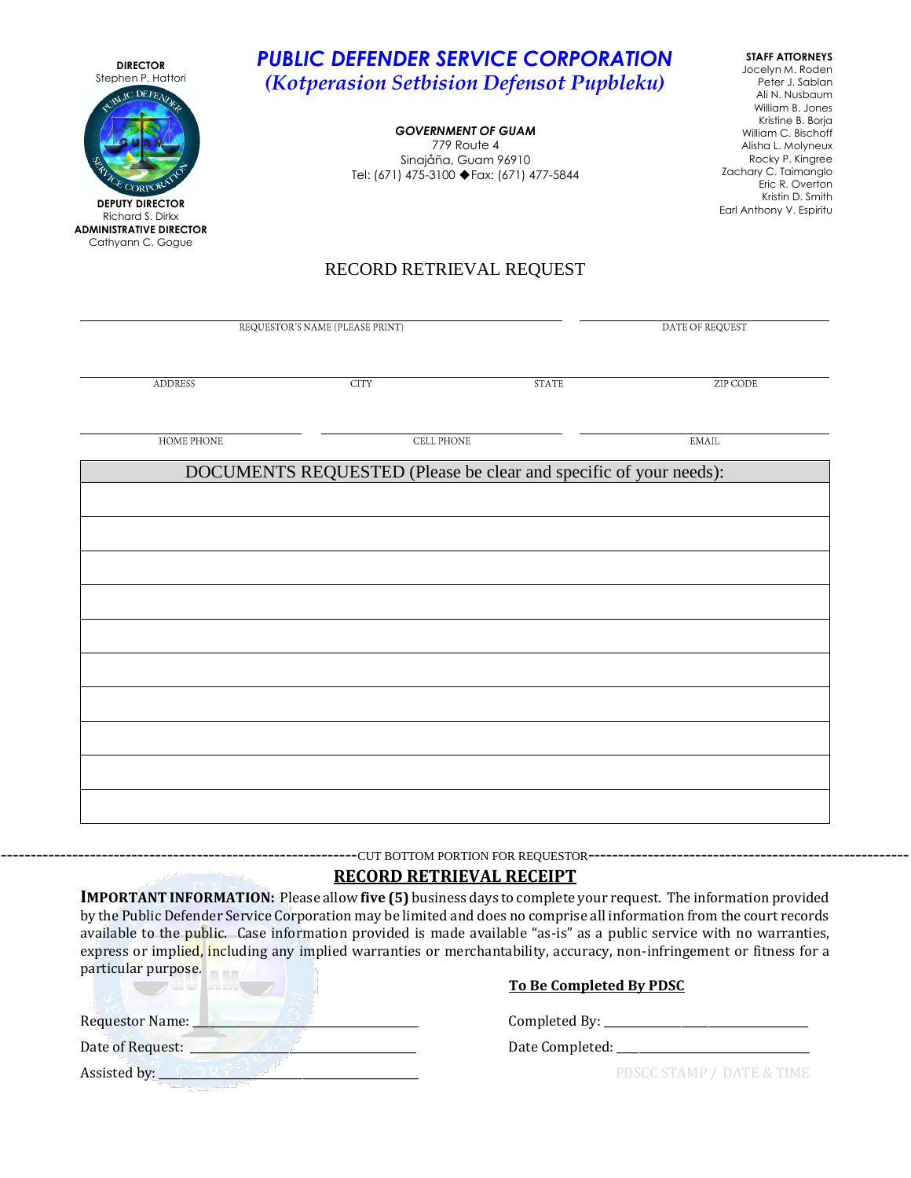**DIRECTOR**
Stephen P. Hattori

**DEPUTY DIRECTOR**
Richard S. Dirkx

**ADMINISTRATIVE DIRECTOR**
Cathyann C. Gogue

# *PUBLIC DEFENDER SERVICE CORPORATION*

## *(Kotperasion Setbision Defensot Pupbleku)*

***GOVERNMENT OF GUAM***
779 Route 4
Sinajåña, Guam 96910
Tel: (671) 475-3100 ◆Fax: (671) 477-5844

**STAFF ATTORNEYS**
Jocelyn M. Roden
Peter J. Sablan
Ali N. Nusbaum
William B. Jones
Kristine B. Borja
William C. Bischoff
Alisha L. Molyneux
Rocky P. Kingree
Zachary C. Taimanglo
Eric R. Overton
Kristin D. Smith
Earl Anthony V. Espiritu

## RECORD RETRIEVAL REQUEST

| REQUESTOR'S NAME (PLEASE PRINT) | | | DATE OF REQUEST |
|---|---|---|---|
| ADDRESS | CITY | STATE | ZIP CODE |
| HOME PHONE | CELL PHONE | | EMAIL |

| DOCUMENTS REQUESTED (Please be clear and specific of your needs): |
|---|
| |
| |
| |
| |
| |
| |
| |
| |
| |
| |

-----CUT BOTTOM PORTION FOR REQUESTOR-----

## RECORD RETRIEVAL RECEIPT

**IMPORTANT INFORMATION:** Please allow **five (5)** business days to complete your request. The information provided by the Public Defender Service Corporation may be limited and does no comprise all information from the court records available to the public. Case information provided is made available "as-is" as a public service with no warranties, express or implied, including any implied warranties or merchantability, accuracy, non-infringement or fitness for a particular purpose.

Requestor Name: ______________________

Date of Request: ______________________

Assisted by: ______________________

**To Be Completed By PDSC**

Completed By: ______________________

Date Completed: ______________________

PDSCC STAMP / DATE & TIME